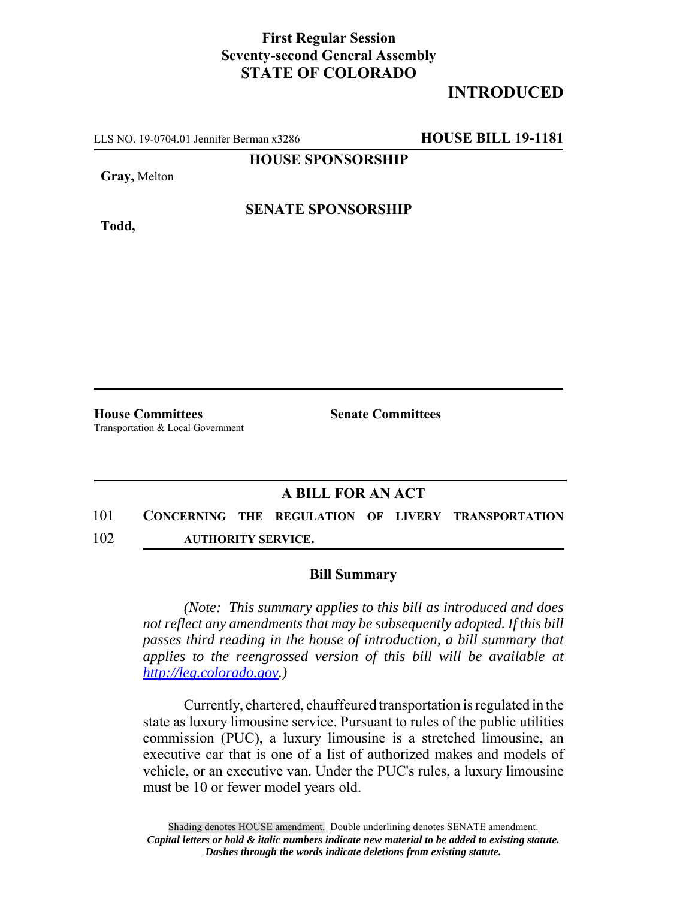**First Regular Session**
**Seventy-second General Assembly**
**STATE OF COLORADO**

# INTRODUCED

LLS NO. 19-0704.01 Jennifer Berman x3286 **HOUSE BILL 19-1181**

**HOUSE SPONSORSHIP**

**Gray,** Melton

**SENATE SPONSORSHIP**

**Todd,**

**House Committees**
Transportation & Local Government

**Senate Committees**

## A BILL FOR AN ACT

101 **CONCERNING THE REGULATION OF LIVERY TRANSPORTATION**
102 **AUTHORITY SERVICE.**

### Bill Summary

*(Note: This summary applies to this bill as introduced and does not reflect any amendments that may be subsequently adopted. If this bill passes third reading in the house of introduction, a bill summary that applies to the reengrossed version of this bill will be available at [http://leg.colorado.gov](http://leg.colorado.gov).)*

Currently, chartered, chauffeured transportation is regulated in the state as luxury limousine service. Pursuant to rules of the public utilities commission (PUC), a luxury limousine is a stretched limousine, an executive car that is one of a list of authorized makes and models of vehicle, or an executive van. Under the PUC's rules, a luxury limousine must be 10 or fewer model years old.

Shading denotes HOUSE amendment. Double underlining denotes SENATE amendment.
***Capital letters or bold & italic numbers indicate new material to be added to existing statute.***
***Dashes through the words indicate deletions from existing statute.***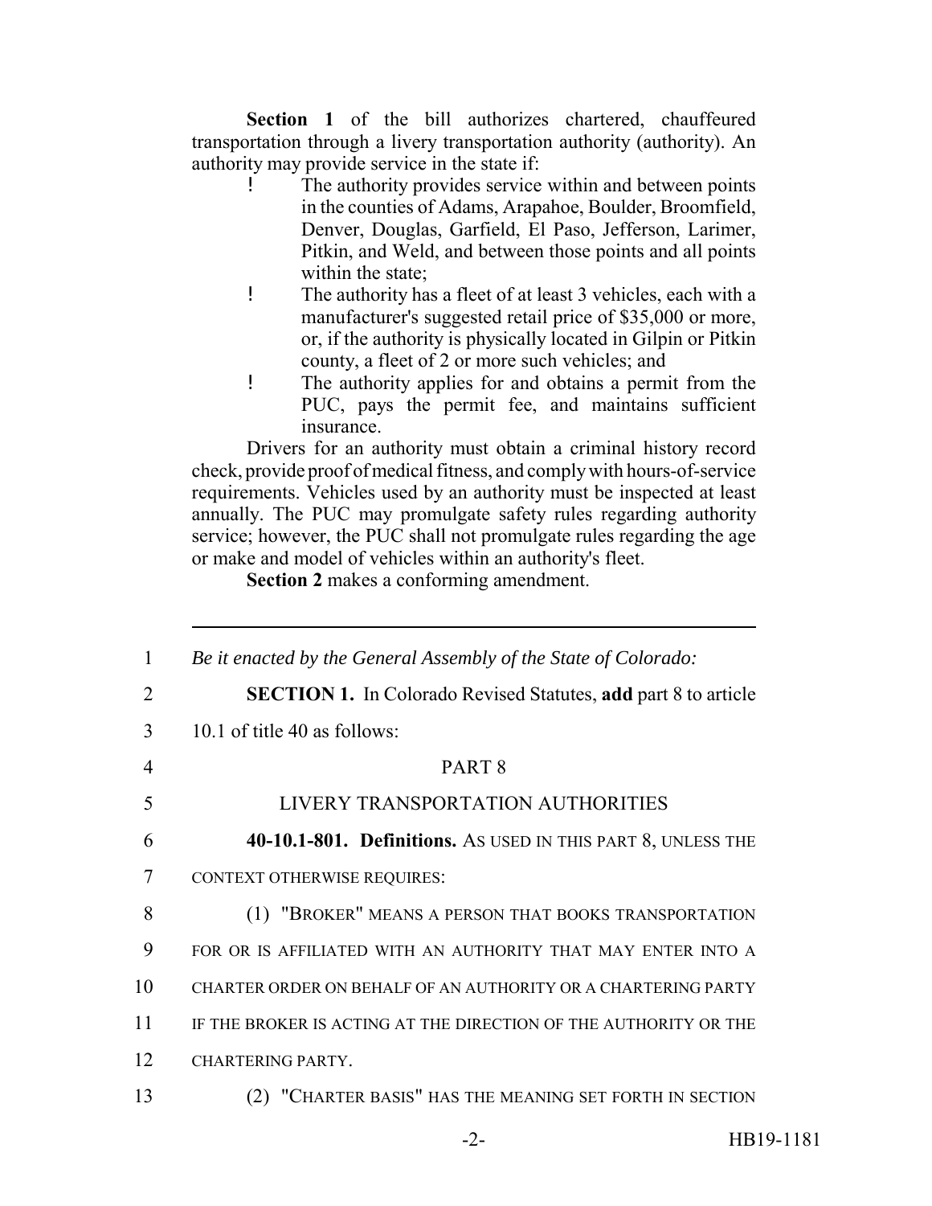**Section 1** of the bill authorizes chartered, chauffeured transportation through a livery transportation authority (authority). An authority may provide service in the state if:

- The authority provides service within and between points in the counties of Adams, Arapahoe, Boulder, Broomfield, Denver, Douglas, Garfield, El Paso, Jefferson, Larimer, Pitkin, and Weld, and between those points and all points within the state;
- The authority has a fleet of at least 3 vehicles, each with a manufacturer's suggested retail price of $35,000 or more, or, if the authority is physically located in Gilpin or Pitkin county, a fleet of 2 or more such vehicles; and
- The authority applies for and obtains a permit from the PUC, pays the permit fee, and maintains sufficient insurance.

Drivers for an authority must obtain a criminal history record check, provide proof of medical fitness, and comply with hours-of-service requirements. Vehicles used by an authority must be inspected at least annually. The PUC may promulgate safety rules regarding authority service; however, the PUC shall not promulgate rules regarding the age or make and model of vehicles within an authority's fleet.

**Section 2** makes a conforming amendment.

---

1 *Be it enacted by the General Assembly of the State of Colorado:*

2 **SECTION 1.** In Colorado Revised Statutes, **add** part 8 to article
3 10.1 of title 40 as follows:

4 PART 8

5 LIVERY TRANSPORTATION AUTHORITIES

6 **40-10.1-801. Definitions.** AS USED IN THIS PART 8, UNLESS THE
7 CONTEXT OTHERWISE REQUIRES:

8 (1) "BROKER" MEANS A PERSON THAT BOOKS TRANSPORTATION
9 FOR OR IS AFFILIATED WITH AN AUTHORITY THAT MAY ENTER INTO A
10 CHARTER ORDER ON BEHALF OF AN AUTHORITY OR A CHARTERING PARTY
11 IF THE BROKER IS ACTING AT THE DIRECTION OF THE AUTHORITY OR THE
12 CHARTERING PARTY.

13 (2) "CHARTER BASIS" HAS THE MEANING SET FORTH IN SECTION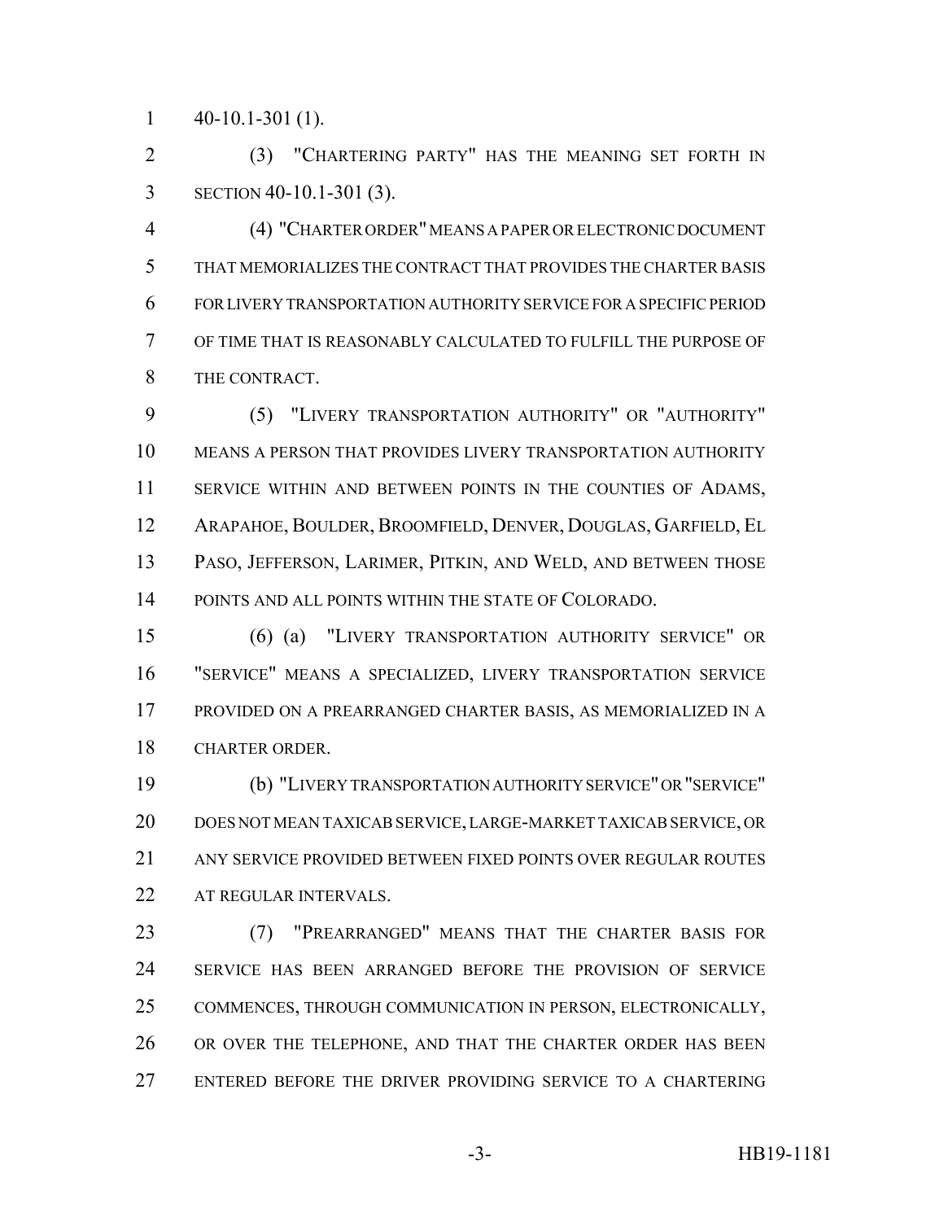40-10.1-301 (1).

(3) "CHARTERING PARTY" HAS THE MEANING SET FORTH IN SECTION 40-10.1-301 (3).

(4) "CHARTER ORDER" MEANS A PAPER OR ELECTRONIC DOCUMENT THAT MEMORIALIZES THE CONTRACT THAT PROVIDES THE CHARTER BASIS FOR LIVERY TRANSPORTATION AUTHORITY SERVICE FOR A SPECIFIC PERIOD OF TIME THAT IS REASONABLY CALCULATED TO FULFILL THE PURPOSE OF THE CONTRACT.

(5) "LIVERY TRANSPORTATION AUTHORITY" OR "AUTHORITY" MEANS A PERSON THAT PROVIDES LIVERY TRANSPORTATION AUTHORITY SERVICE WITHIN AND BETWEEN POINTS IN THE COUNTIES OF ADAMS, ARAPAHOE, BOULDER, BROOMFIELD, DENVER, DOUGLAS, GARFIELD, EL PASO, JEFFERSON, LARIMER, PITKIN, AND WELD, AND BETWEEN THOSE POINTS AND ALL POINTS WITHIN THE STATE OF COLORADO.

(6) (a) "LIVERY TRANSPORTATION AUTHORITY SERVICE" OR "SERVICE" MEANS A SPECIALIZED, LIVERY TRANSPORTATION SERVICE PROVIDED ON A PREARRANGED CHARTER BASIS, AS MEMORIALIZED IN A CHARTER ORDER.

(b) "LIVERY TRANSPORTATION AUTHORITY SERVICE" OR "SERVICE" DOES NOT MEAN TAXICAB SERVICE, LARGE-MARKET TAXICAB SERVICE, OR ANY SERVICE PROVIDED BETWEEN FIXED POINTS OVER REGULAR ROUTES AT REGULAR INTERVALS.

(7) "PREARRANGED" MEANS THAT THE CHARTER BASIS FOR SERVICE HAS BEEN ARRANGED BEFORE THE PROVISION OF SERVICE COMMENCES, THROUGH COMMUNICATION IN PERSON, ELECTRONICALLY, OR OVER THE TELEPHONE, AND THAT THE CHARTER ORDER HAS BEEN ENTERED BEFORE THE DRIVER PROVIDING SERVICE TO A CHARTERING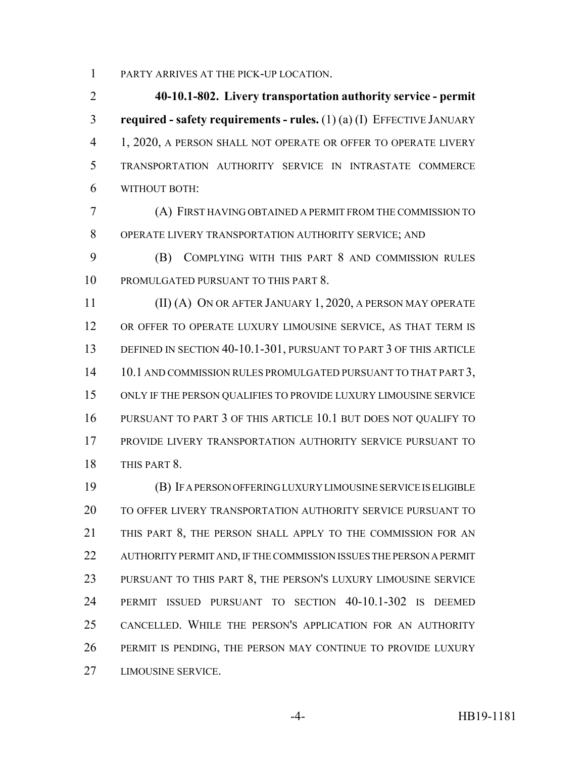PARTY ARRIVES AT THE PICK-UP LOCATION.

**40-10.1-802. Livery transportation authority service - permit required - safety requirements - rules.** (1) (a) (I) EFFECTIVE JANUARY 1, 2020, A PERSON SHALL NOT OPERATE OR OFFER TO OPERATE LIVERY TRANSPORTATION AUTHORITY SERVICE IN INTRASTATE COMMERCE WITHOUT BOTH:

(A) FIRST HAVING OBTAINED A PERMIT FROM THE COMMISSION TO OPERATE LIVERY TRANSPORTATION AUTHORITY SERVICE; AND

(B) COMPLYING WITH THIS PART 8 AND COMMISSION RULES PROMULGATED PURSUANT TO THIS PART 8.

(II) (A) ON OR AFTER JANUARY 1, 2020, A PERSON MAY OPERATE OR OFFER TO OPERATE LUXURY LIMOUSINE SERVICE, AS THAT TERM IS DEFINED IN SECTION 40-10.1-301, PURSUANT TO PART 3 OF THIS ARTICLE 10.1 AND COMMISSION RULES PROMULGATED PURSUANT TO THAT PART 3, ONLY IF THE PERSON QUALIFIES TO PROVIDE LUXURY LIMOUSINE SERVICE PURSUANT TO PART 3 OF THIS ARTICLE 10.1 BUT DOES NOT QUALIFY TO PROVIDE LIVERY TRANSPORTATION AUTHORITY SERVICE PURSUANT TO THIS PART 8.

(B) IF A PERSON OFFERING LUXURY LIMOUSINE SERVICE IS ELIGIBLE TO OFFER LIVERY TRANSPORTATION AUTHORITY SERVICE PURSUANT TO THIS PART 8, THE PERSON SHALL APPLY TO THE COMMISSION FOR AN AUTHORITY PERMIT AND, IF THE COMMISSION ISSUES THE PERSON A PERMIT PURSUANT TO THIS PART 8, THE PERSON'S LUXURY LIMOUSINE SERVICE PERMIT ISSUED PURSUANT TO SECTION 40-10.1-302 IS DEEMED CANCELLED. WHILE THE PERSON'S APPLICATION FOR AN AUTHORITY PERMIT IS PENDING, THE PERSON MAY CONTINUE TO PROVIDE LUXURY LIMOUSINE SERVICE.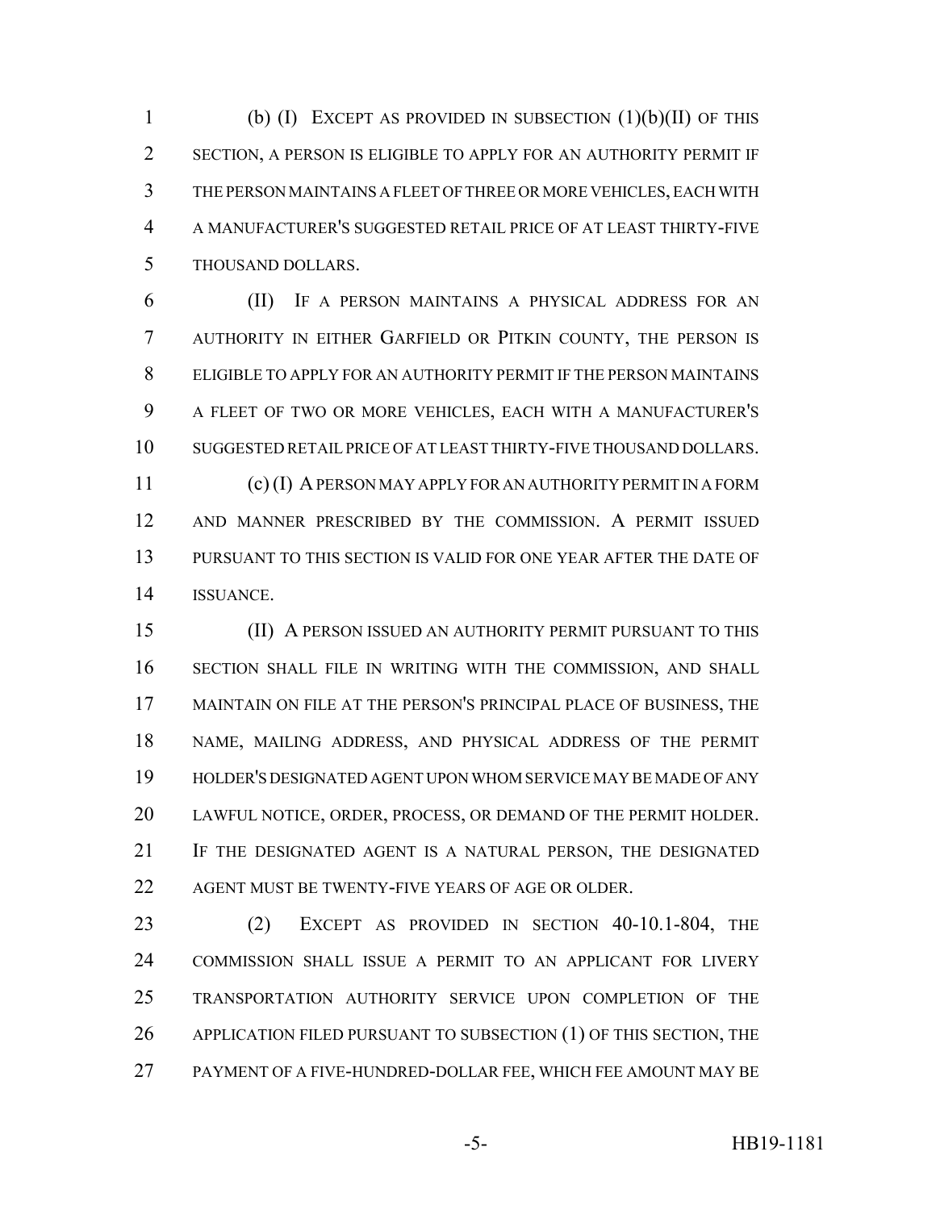(b) (I) EXCEPT AS PROVIDED IN SUBSECTION (1)(b)(II) OF THIS SECTION, A PERSON IS ELIGIBLE TO APPLY FOR AN AUTHORITY PERMIT IF THE PERSON MAINTAINS A FLEET OF THREE OR MORE VEHICLES, EACH WITH A MANUFACTURER'S SUGGESTED RETAIL PRICE OF AT LEAST THIRTY-FIVE THOUSAND DOLLARS.

(II) IF A PERSON MAINTAINS A PHYSICAL ADDRESS FOR AN AUTHORITY IN EITHER GARFIELD OR PITKIN COUNTY, THE PERSON IS ELIGIBLE TO APPLY FOR AN AUTHORITY PERMIT IF THE PERSON MAINTAINS A FLEET OF TWO OR MORE VEHICLES, EACH WITH A MANUFACTURER'S SUGGESTED RETAIL PRICE OF AT LEAST THIRTY-FIVE THOUSAND DOLLARS.

(c) (I) A PERSON MAY APPLY FOR AN AUTHORITY PERMIT IN A FORM AND MANNER PRESCRIBED BY THE COMMISSION. A PERMIT ISSUED PURSUANT TO THIS SECTION IS VALID FOR ONE YEAR AFTER THE DATE OF ISSUANCE.

(II) A PERSON ISSUED AN AUTHORITY PERMIT PURSUANT TO THIS SECTION SHALL FILE IN WRITING WITH THE COMMISSION, AND SHALL MAINTAIN ON FILE AT THE PERSON'S PRINCIPAL PLACE OF BUSINESS, THE NAME, MAILING ADDRESS, AND PHYSICAL ADDRESS OF THE PERMIT HOLDER'S DESIGNATED AGENT UPON WHOM SERVICE MAY BE MADE OF ANY LAWFUL NOTICE, ORDER, PROCESS, OR DEMAND OF THE PERMIT HOLDER. IF THE DESIGNATED AGENT IS A NATURAL PERSON, THE DESIGNATED AGENT MUST BE TWENTY-FIVE YEARS OF AGE OR OLDER.

(2) EXCEPT AS PROVIDED IN SECTION 40-10.1-804, THE COMMISSION SHALL ISSUE A PERMIT TO AN APPLICANT FOR LIVERY TRANSPORTATION AUTHORITY SERVICE UPON COMPLETION OF THE APPLICATION FILED PURSUANT TO SUBSECTION (1) OF THIS SECTION, THE PAYMENT OF A FIVE-HUNDRED-DOLLAR FEE, WHICH FEE AMOUNT MAY BE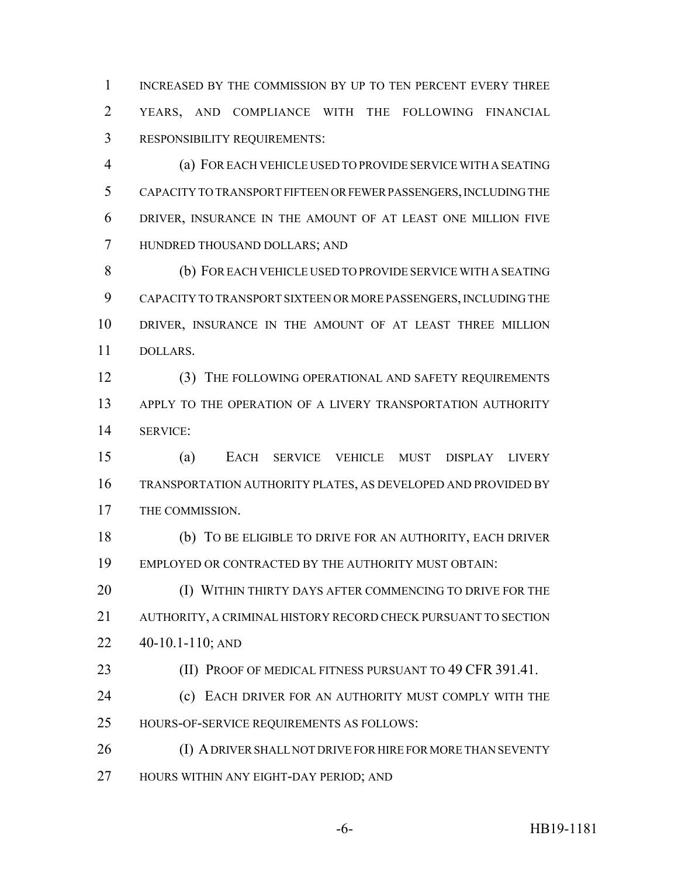INCREASED BY THE COMMISSION BY UP TO TEN PERCENT EVERY THREE YEARS, AND COMPLIANCE WITH THE FOLLOWING FINANCIAL RESPONSIBILITY REQUIREMENTS:

(a) FOR EACH VEHICLE USED TO PROVIDE SERVICE WITH A SEATING CAPACITY TO TRANSPORT FIFTEEN OR FEWER PASSENGERS, INCLUDING THE DRIVER, INSURANCE IN THE AMOUNT OF AT LEAST ONE MILLION FIVE HUNDRED THOUSAND DOLLARS; AND

(b) FOR EACH VEHICLE USED TO PROVIDE SERVICE WITH A SEATING CAPACITY TO TRANSPORT SIXTEEN OR MORE PASSENGERS, INCLUDING THE DRIVER, INSURANCE IN THE AMOUNT OF AT LEAST THREE MILLION DOLLARS.

(3) THE FOLLOWING OPERATIONAL AND SAFETY REQUIREMENTS APPLY TO THE OPERATION OF A LIVERY TRANSPORTATION AUTHORITY SERVICE:

(a) EACH SERVICE VEHICLE MUST DISPLAY LIVERY TRANSPORTATION AUTHORITY PLATES, AS DEVELOPED AND PROVIDED BY THE COMMISSION.

(b) TO BE ELIGIBLE TO DRIVE FOR AN AUTHORITY, EACH DRIVER EMPLOYED OR CONTRACTED BY THE AUTHORITY MUST OBTAIN:

(I) WITHIN THIRTY DAYS AFTER COMMENCING TO DRIVE FOR THE AUTHORITY, A CRIMINAL HISTORY RECORD CHECK PURSUANT TO SECTION 40-10.1-110; AND

(II) PROOF OF MEDICAL FITNESS PURSUANT TO 49 CFR 391.41.

(c) EACH DRIVER FOR AN AUTHORITY MUST COMPLY WITH THE HOURS-OF-SERVICE REQUIREMENTS AS FOLLOWS:

(I) A DRIVER SHALL NOT DRIVE FOR HIRE FOR MORE THAN SEVENTY HOURS WITHIN ANY EIGHT-DAY PERIOD; AND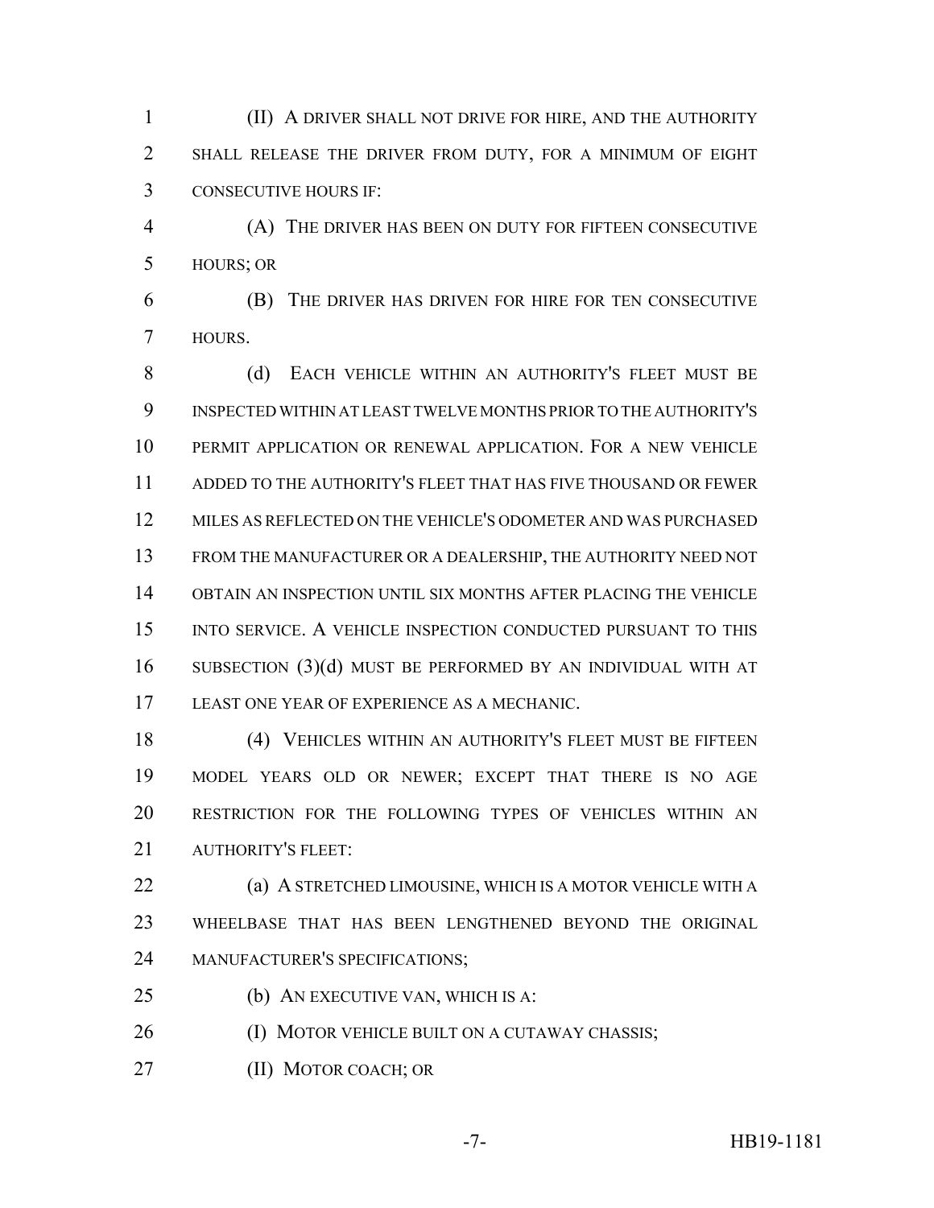(II) A DRIVER SHALL NOT DRIVE FOR HIRE, AND THE AUTHORITY SHALL RELEASE THE DRIVER FROM DUTY, FOR A MINIMUM OF EIGHT CONSECUTIVE HOURS IF:

(A) THE DRIVER HAS BEEN ON DUTY FOR FIFTEEN CONSECUTIVE HOURS; OR

(B) THE DRIVER HAS DRIVEN FOR HIRE FOR TEN CONSECUTIVE HOURS.

(d) EACH VEHICLE WITHIN AN AUTHORITY'S FLEET MUST BE INSPECTED WITHIN AT LEAST TWELVE MONTHS PRIOR TO THE AUTHORITY'S PERMIT APPLICATION OR RENEWAL APPLICATION. FOR A NEW VEHICLE ADDED TO THE AUTHORITY'S FLEET THAT HAS FIVE THOUSAND OR FEWER MILES AS REFLECTED ON THE VEHICLE'S ODOMETER AND WAS PURCHASED FROM THE MANUFACTURER OR A DEALERSHIP, THE AUTHORITY NEED NOT OBTAIN AN INSPECTION UNTIL SIX MONTHS AFTER PLACING THE VEHICLE INTO SERVICE. A VEHICLE INSPECTION CONDUCTED PURSUANT TO THIS SUBSECTION (3)(d) MUST BE PERFORMED BY AN INDIVIDUAL WITH AT LEAST ONE YEAR OF EXPERIENCE AS A MECHANIC.

(4) VEHICLES WITHIN AN AUTHORITY'S FLEET MUST BE FIFTEEN MODEL YEARS OLD OR NEWER; EXCEPT THAT THERE IS NO AGE RESTRICTION FOR THE FOLLOWING TYPES OF VEHICLES WITHIN AN AUTHORITY'S FLEET:

(a) A STRETCHED LIMOUSINE, WHICH IS A MOTOR VEHICLE WITH A WHEELBASE THAT HAS BEEN LENGTHENED BEYOND THE ORIGINAL MANUFACTURER'S SPECIFICATIONS;

(b) AN EXECUTIVE VAN, WHICH IS A:

(I) MOTOR VEHICLE BUILT ON A CUTAWAY CHASSIS;

(II) MOTOR COACH; OR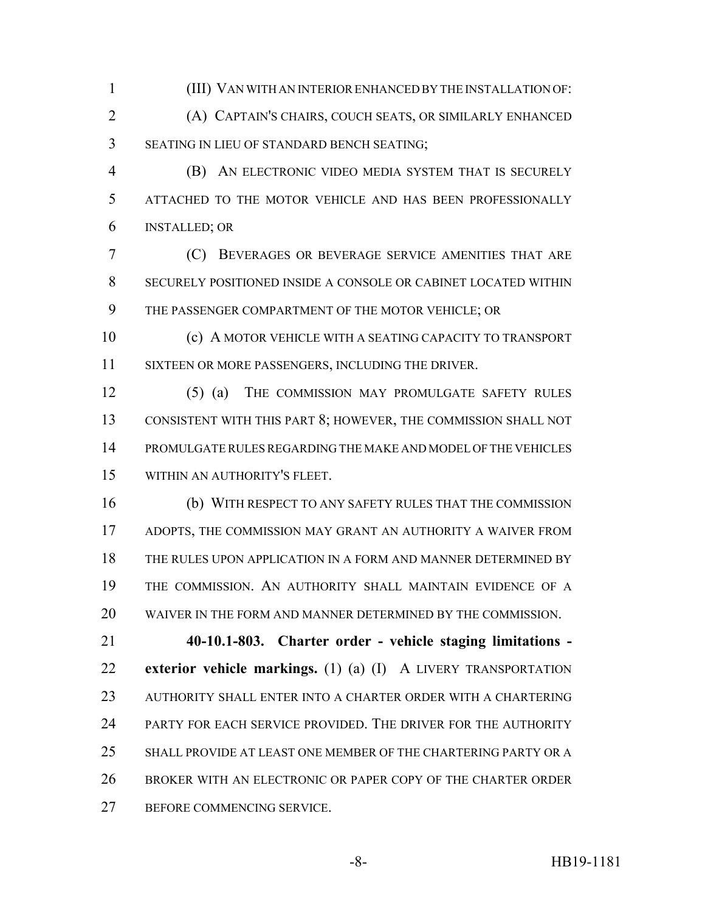(III) VAN WITH AN INTERIOR ENHANCED BY THE INSTALLATION OF:

(A) CAPTAIN'S CHAIRS, COUCH SEATS, OR SIMILARLY ENHANCED SEATING IN LIEU OF STANDARD BENCH SEATING;

(B) AN ELECTRONIC VIDEO MEDIA SYSTEM THAT IS SECURELY ATTACHED TO THE MOTOR VEHICLE AND HAS BEEN PROFESSIONALLY INSTALLED; OR

(C) BEVERAGES OR BEVERAGE SERVICE AMENITIES THAT ARE SECURELY POSITIONED INSIDE A CONSOLE OR CABINET LOCATED WITHIN THE PASSENGER COMPARTMENT OF THE MOTOR VEHICLE; OR

(c) A MOTOR VEHICLE WITH A SEATING CAPACITY TO TRANSPORT SIXTEEN OR MORE PASSENGERS, INCLUDING THE DRIVER.

(5) (a) THE COMMISSION MAY PROMULGATE SAFETY RULES CONSISTENT WITH THIS PART 8; HOWEVER, THE COMMISSION SHALL NOT PROMULGATE RULES REGARDING THE MAKE AND MODEL OF THE VEHICLES WITHIN AN AUTHORITY'S FLEET.

(b) WITH RESPECT TO ANY SAFETY RULES THAT THE COMMISSION ADOPTS, THE COMMISSION MAY GRANT AN AUTHORITY A WAIVER FROM THE RULES UPON APPLICATION IN A FORM AND MANNER DETERMINED BY THE COMMISSION. AN AUTHORITY SHALL MAINTAIN EVIDENCE OF A WAIVER IN THE FORM AND MANNER DETERMINED BY THE COMMISSION.

**40-10.1-803. Charter order - vehicle staging limitations - exterior vehicle markings.** (1) (a) (I) A LIVERY TRANSPORTATION AUTHORITY SHALL ENTER INTO A CHARTER ORDER WITH A CHARTERING PARTY FOR EACH SERVICE PROVIDED. THE DRIVER FOR THE AUTHORITY SHALL PROVIDE AT LEAST ONE MEMBER OF THE CHARTERING PARTY OR A BROKER WITH AN ELECTRONIC OR PAPER COPY OF THE CHARTER ORDER BEFORE COMMENCING SERVICE.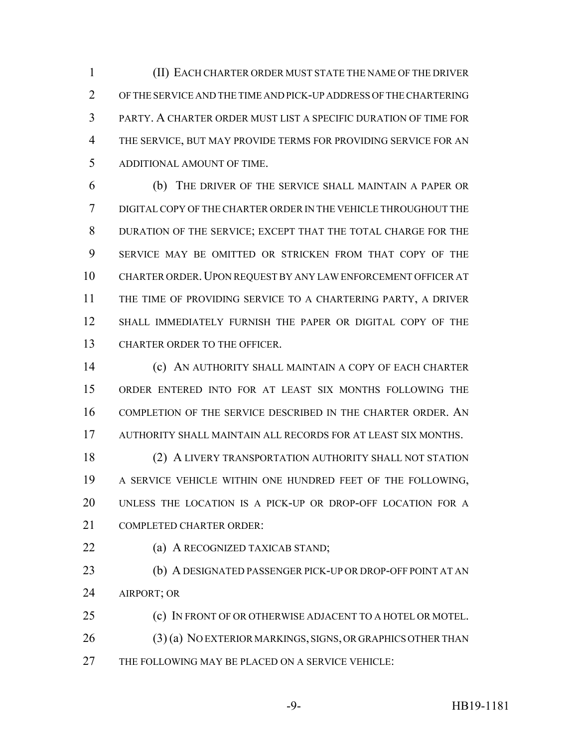(II) EACH CHARTER ORDER MUST STATE THE NAME OF THE DRIVER OF THE SERVICE AND THE TIME AND PICK-UP ADDRESS OF THE CHARTERING PARTY. A CHARTER ORDER MUST LIST A SPECIFIC DURATION OF TIME FOR THE SERVICE, BUT MAY PROVIDE TERMS FOR PROVIDING SERVICE FOR AN ADDITIONAL AMOUNT OF TIME.

(b) THE DRIVER OF THE SERVICE SHALL MAINTAIN A PAPER OR DIGITAL COPY OF THE CHARTER ORDER IN THE VEHICLE THROUGHOUT THE DURATION OF THE SERVICE; EXCEPT THAT THE TOTAL CHARGE FOR THE SERVICE MAY BE OMITTED OR STRICKEN FROM THAT COPY OF THE CHARTER ORDER. UPON REQUEST BY ANY LAW ENFORCEMENT OFFICER AT THE TIME OF PROVIDING SERVICE TO A CHARTERING PARTY, A DRIVER SHALL IMMEDIATELY FURNISH THE PAPER OR DIGITAL COPY OF THE CHARTER ORDER TO THE OFFICER.

(c) AN AUTHORITY SHALL MAINTAIN A COPY OF EACH CHARTER ORDER ENTERED INTO FOR AT LEAST SIX MONTHS FOLLOWING THE COMPLETION OF THE SERVICE DESCRIBED IN THE CHARTER ORDER. AN AUTHORITY SHALL MAINTAIN ALL RECORDS FOR AT LEAST SIX MONTHS.

(2) A LIVERY TRANSPORTATION AUTHORITY SHALL NOT STATION A SERVICE VEHICLE WITHIN ONE HUNDRED FEET OF THE FOLLOWING, UNLESS THE LOCATION IS A PICK-UP OR DROP-OFF LOCATION FOR A COMPLETED CHARTER ORDER:

(a) A RECOGNIZED TAXICAB STAND;

(b) A DESIGNATED PASSENGER PICK-UP OR DROP-OFF POINT AT AN AIRPORT; OR

(c) IN FRONT OF OR OTHERWISE ADJACENT TO A HOTEL OR MOTEL.

(3) (a) NO EXTERIOR MARKINGS, SIGNS, OR GRAPHICS OTHER THAN THE FOLLOWING MAY BE PLACED ON A SERVICE VEHICLE: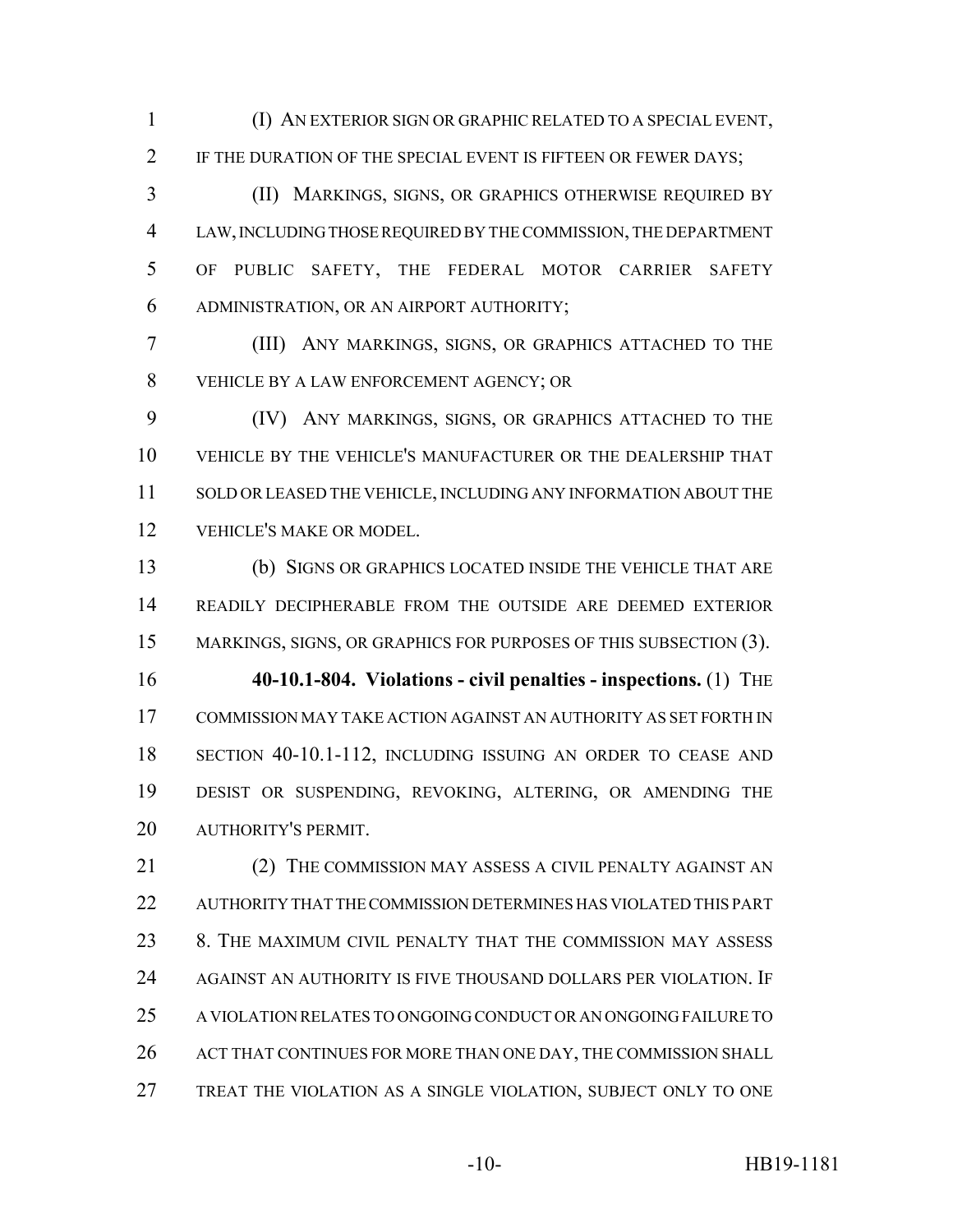(I) AN EXTERIOR SIGN OR GRAPHIC RELATED TO A SPECIAL EVENT, IF THE DURATION OF THE SPECIAL EVENT IS FIFTEEN OR FEWER DAYS;

(II) MARKINGS, SIGNS, OR GRAPHICS OTHERWISE REQUIRED BY LAW, INCLUDING THOSE REQUIRED BY THE COMMISSION, THE DEPARTMENT OF PUBLIC SAFETY, THE FEDERAL MOTOR CARRIER SAFETY ADMINISTRATION, OR AN AIRPORT AUTHORITY;

(III) ANY MARKINGS, SIGNS, OR GRAPHICS ATTACHED TO THE VEHICLE BY A LAW ENFORCEMENT AGENCY; OR

(IV) ANY MARKINGS, SIGNS, OR GRAPHICS ATTACHED TO THE VEHICLE BY THE VEHICLE'S MANUFACTURER OR THE DEALERSHIP THAT SOLD OR LEASED THE VEHICLE, INCLUDING ANY INFORMATION ABOUT THE VEHICLE'S MAKE OR MODEL.

(b) SIGNS OR GRAPHICS LOCATED INSIDE THE VEHICLE THAT ARE READILY DECIPHERABLE FROM THE OUTSIDE ARE DEEMED EXTERIOR MARKINGS, SIGNS, OR GRAPHICS FOR PURPOSES OF THIS SUBSECTION (3).

**40-10.1-804. Violations - civil penalties - inspections.** (1) THE COMMISSION MAY TAKE ACTION AGAINST AN AUTHORITY AS SET FORTH IN SECTION 40-10.1-112, INCLUDING ISSUING AN ORDER TO CEASE AND DESIST OR SUSPENDING, REVOKING, ALTERING, OR AMENDING THE AUTHORITY'S PERMIT.

(2) THE COMMISSION MAY ASSESS A CIVIL PENALTY AGAINST AN AUTHORITY THAT THE COMMISSION DETERMINES HAS VIOLATED THIS PART 8. THE MAXIMUM CIVIL PENALTY THAT THE COMMISSION MAY ASSESS AGAINST AN AUTHORITY IS FIVE THOUSAND DOLLARS PER VIOLATION. IF A VIOLATION RELATES TO ONGOING CONDUCT OR AN ONGOING FAILURE TO ACT THAT CONTINUES FOR MORE THAN ONE DAY, THE COMMISSION SHALL TREAT THE VIOLATION AS A SINGLE VIOLATION, SUBJECT ONLY TO ONE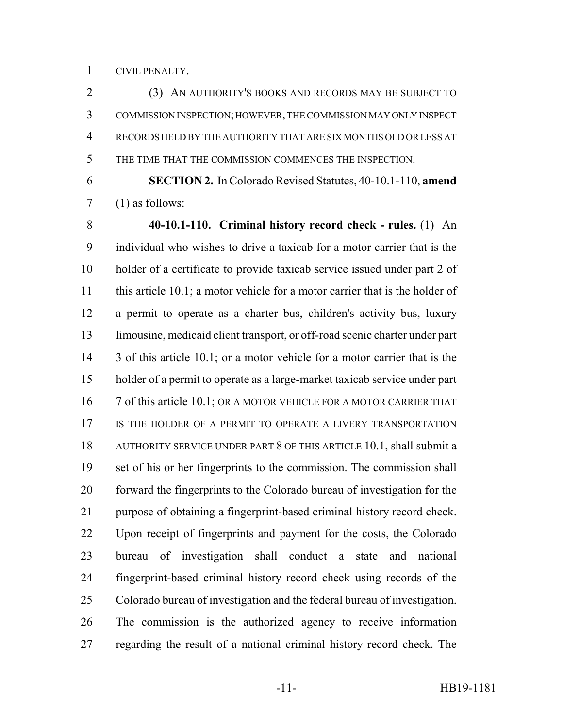CIVIL PENALTY.

(3) AN AUTHORITY'S BOOKS AND RECORDS MAY BE SUBJECT TO COMMISSION INSPECTION; HOWEVER, THE COMMISSION MAY ONLY INSPECT RECORDS HELD BY THE AUTHORITY THAT ARE SIX MONTHS OLD OR LESS AT THE TIME THAT THE COMMISSION COMMENCES THE INSPECTION.

**SECTION 2.** In Colorado Revised Statutes, 40-10.1-110, **amend** (1) as follows:

**40-10.1-110. Criminal history record check - rules.** (1) An individual who wishes to drive a taxicab for a motor carrier that is the holder of a certificate to provide taxicab service issued under part 2 of this article 10.1; a motor vehicle for a motor carrier that is the holder of a permit to operate as a charter bus, children's activity bus, luxury limousine, medicaid client transport, or off-road scenic charter under part 3 of this article 10.1; ~~or~~ a motor vehicle for a motor carrier that is the holder of a permit to operate as a large-market taxicab service under part 7 of this article 10.1; OR A MOTOR VEHICLE FOR A MOTOR CARRIER THAT IS THE HOLDER OF A PERMIT TO OPERATE A LIVERY TRANSPORTATION AUTHORITY SERVICE UNDER PART 8 OF THIS ARTICLE 10.1, shall submit a set of his or her fingerprints to the commission. The commission shall forward the fingerprints to the Colorado bureau of investigation for the purpose of obtaining a fingerprint-based criminal history record check. Upon receipt of fingerprints and payment for the costs, the Colorado bureau of investigation shall conduct a state and national fingerprint-based criminal history record check using records of the Colorado bureau of investigation and the federal bureau of investigation. The commission is the authorized agency to receive information regarding the result of a national criminal history record check. The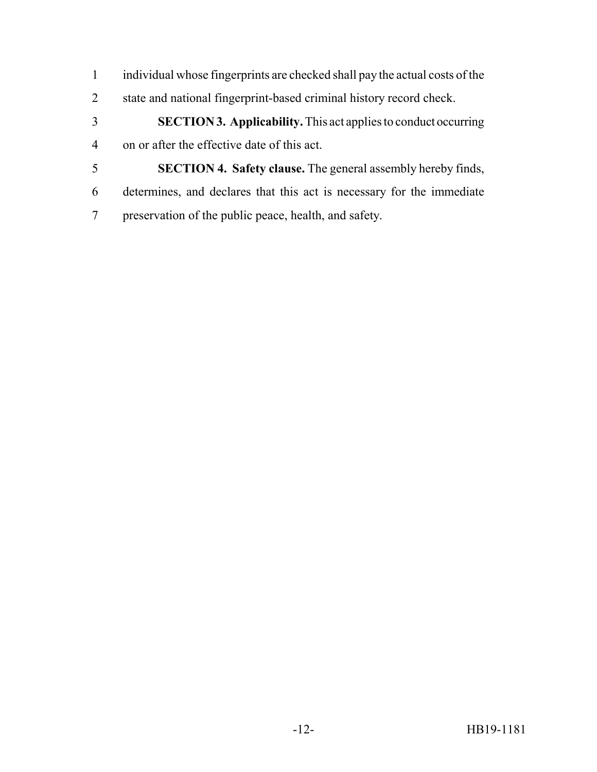individual whose fingerprints are checked shall pay the actual costs of the state and national fingerprint-based criminal history record check.

**SECTION 3. Applicability.** This act applies to conduct occurring on or after the effective date of this act.

**SECTION 4. Safety clause.** The general assembly hereby finds, determines, and declares that this act is necessary for the immediate preservation of the public peace, health, and safety.